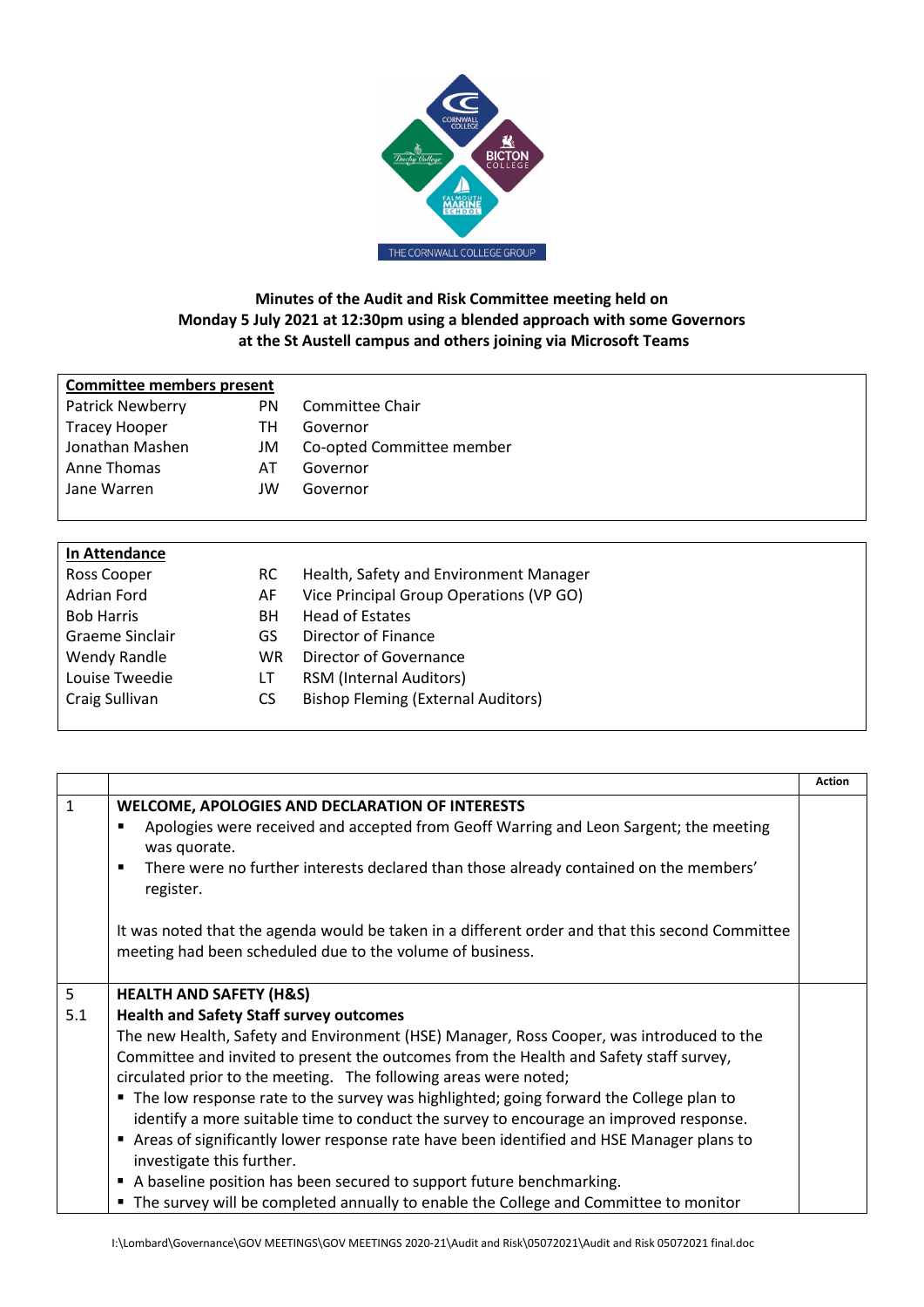**Minutes of the Audit and Risk Committee meeting held on Monday 5 July 2021 at 12:30pm using a blended approach with some Governors at the St Austell campus and others joining via Microsoft Teams**

| **Committee members present** | | |
|---|---|---|
| Patrick Newberry | PN | Committee Chair |
| Tracey Hooper | TH | Governor |
| Jonathan Mashen | JM | Co-opted Committee member |
| Anne Thomas | AT | Governor |
| Jane Warren | JW | Governor |

| **In Attendance** | | |
|---|---|---|
| Ross Cooper | RC | Health, Safety and Environment Manager |
| Adrian Ford | AF | Vice Principal Group Operations (VP GO) |
| Bob Harris | BH | Head of Estates |
| Graeme Sinclair | GS | Director of Finance |
| Wendy Randle | WR | Director of Governance |
| Louise Tweedie | LT | RSM (Internal Auditors) |
| Craig Sullivan | CS | Bishop Fleming (External Auditors) |

| | | **Action** |
|---|---|---|
| 1 | **WELCOME, APOLOGIES AND DECLARATION OF INTERESTS**<br>▪ Apologies were received and accepted from Geoff Warring and Leon Sargent; the meeting was quorate.<br>▪ There were no further interests declared than those already contained on the members' register.<br><br>It was noted that the agenda would be taken in a different order and that this second Committee meeting had been scheduled due to the volume of business. | |
| 5<br>5.1 | **HEALTH AND SAFETY (H&S)**<br>**Health and Safety Staff survey outcomes**<br>The new Health, Safety and Environment (HSE) Manager, Ross Cooper, was introduced to the Committee and invited to present the outcomes from the Health and Safety staff survey, circulated prior to the meeting. The following areas were noted;<br>▪ The low response rate to the survey was highlighted; going forward the College plan to identify a more suitable time to conduct the survey to encourage an improved response.<br>▪ Areas of significantly lower response rate have been identified and HSE Manager plans to investigate this further.<br>▪ A baseline position has been secured to support future benchmarking.<br>▪ The survey will be completed annually to enable the College and Committee to monitor | |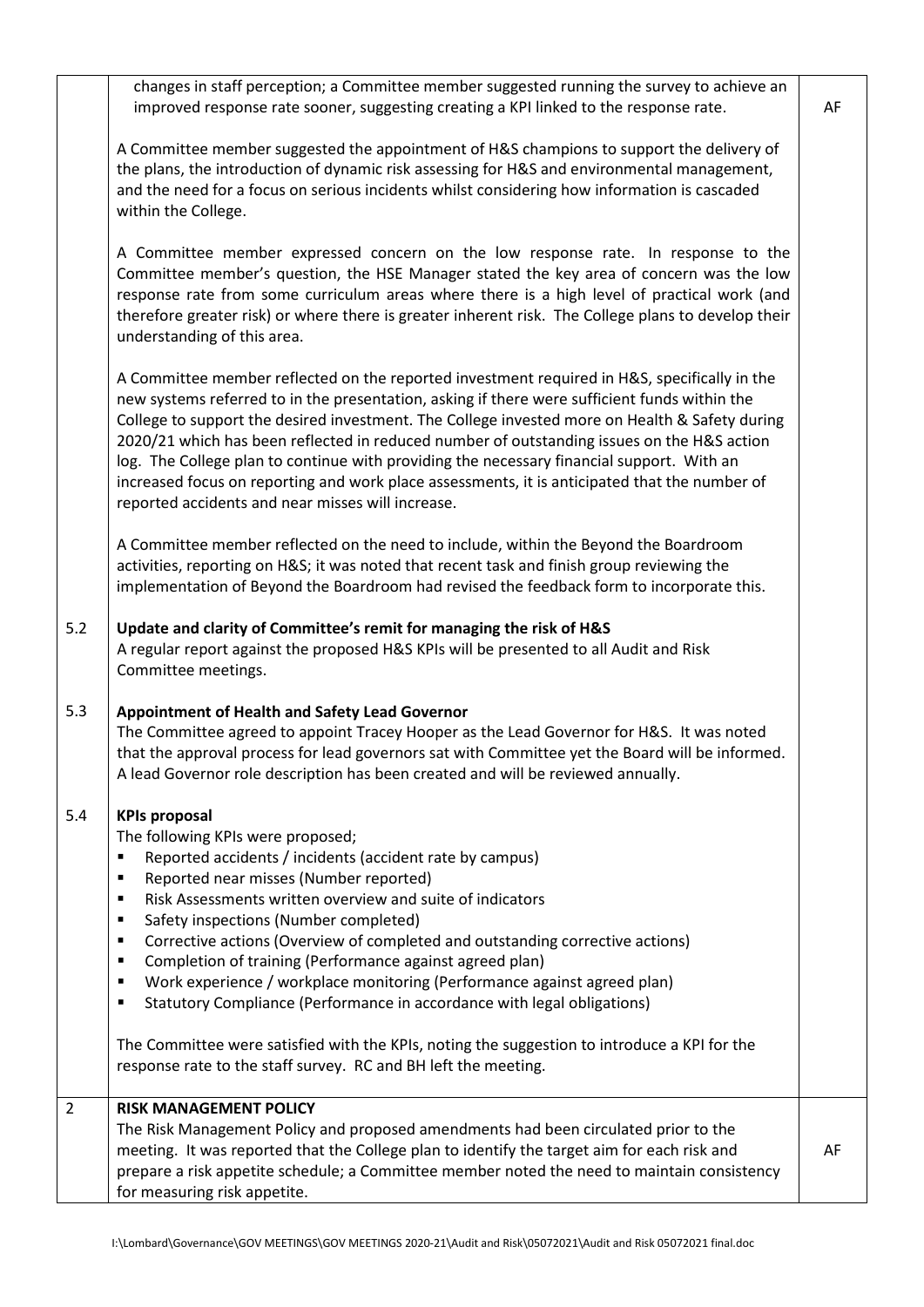| | | |
|---|---|---|
| | changes in staff perception; a Committee member suggested running the survey to achieve an improved response rate sooner, suggesting creating a KPI linked to the response rate.<br><br>A Committee member suggested the appointment of H&S champions to support the delivery of the plans, the introduction of dynamic risk assessing for H&S and environmental management, and the need for a focus on serious incidents whilst considering how information is cascaded within the College.<br><br>A Committee member expressed concern on the low response rate. In response to the Committee member's question, the HSE Manager stated the key area of concern was the low response rate from some curriculum areas where there is a high level of practical work (and therefore greater risk) or where there is greater inherent risk. The College plans to develop their understanding of this area.<br><br>A Committee member reflected on the reported investment required in H&S, specifically in the new systems referred to in the presentation, asking if there were sufficient funds within the College to support the desired investment. The College invested more on Health & Safety during 2020/21 which has been reflected in reduced number of outstanding issues on the H&S action log. The College plan to continue with providing the necessary financial support. With an increased focus on reporting and work place assessments, it is anticipated that the number of reported accidents and near misses will increase.<br><br>A Committee member reflected on the need to include, within the Beyond the Boardroom activities, reporting on H&S; it was noted that recent task and finish group reviewing the implementation of Beyond the Boardroom had revised the feedback form to incorporate this. | AF |
| 5.2 | **Update and clarity of Committee's remit for managing the risk of H&S**<br>A regular report against the proposed H&S KPIs will be presented to all Audit and Risk Committee meetings. | |
| 5.3 | **Appointment of Health and Safety Lead Governor**<br>The Committee agreed to appoint Tracey Hooper as the Lead Governor for H&S. It was noted that the approval process for lead governors sat with Committee yet the Board will be informed. A lead Governor role description has been created and will be reviewed annually. | |
| 5.4 | **KPIs proposal**<br>The following KPIs were proposed;<br>▪ Reported accidents / incidents (accident rate by campus)<br>▪ Reported near misses (Number reported)<br>▪ Risk Assessments written overview and suite of indicators<br>▪ Safety inspections (Number completed)<br>▪ Corrective actions (Overview of completed and outstanding corrective actions)<br>▪ Completion of training (Performance against agreed plan)<br>▪ Work experience / workplace monitoring (Performance against agreed plan)<br>▪ Statutory Compliance (Performance in accordance with legal obligations)<br><br>The Committee were satisfied with the KPIs, noting the suggestion to introduce a KPI for the response rate to the staff survey. RC and BH left the meeting. | |
| 2 | **RISK MANAGEMENT POLICY**<br>The Risk Management Policy and proposed amendments had been circulated prior to the meeting. It was reported that the College plan to identify the target aim for each risk and prepare a risk appetite schedule; a Committee member noted the need to maintain consistency for measuring risk appetite. | AF |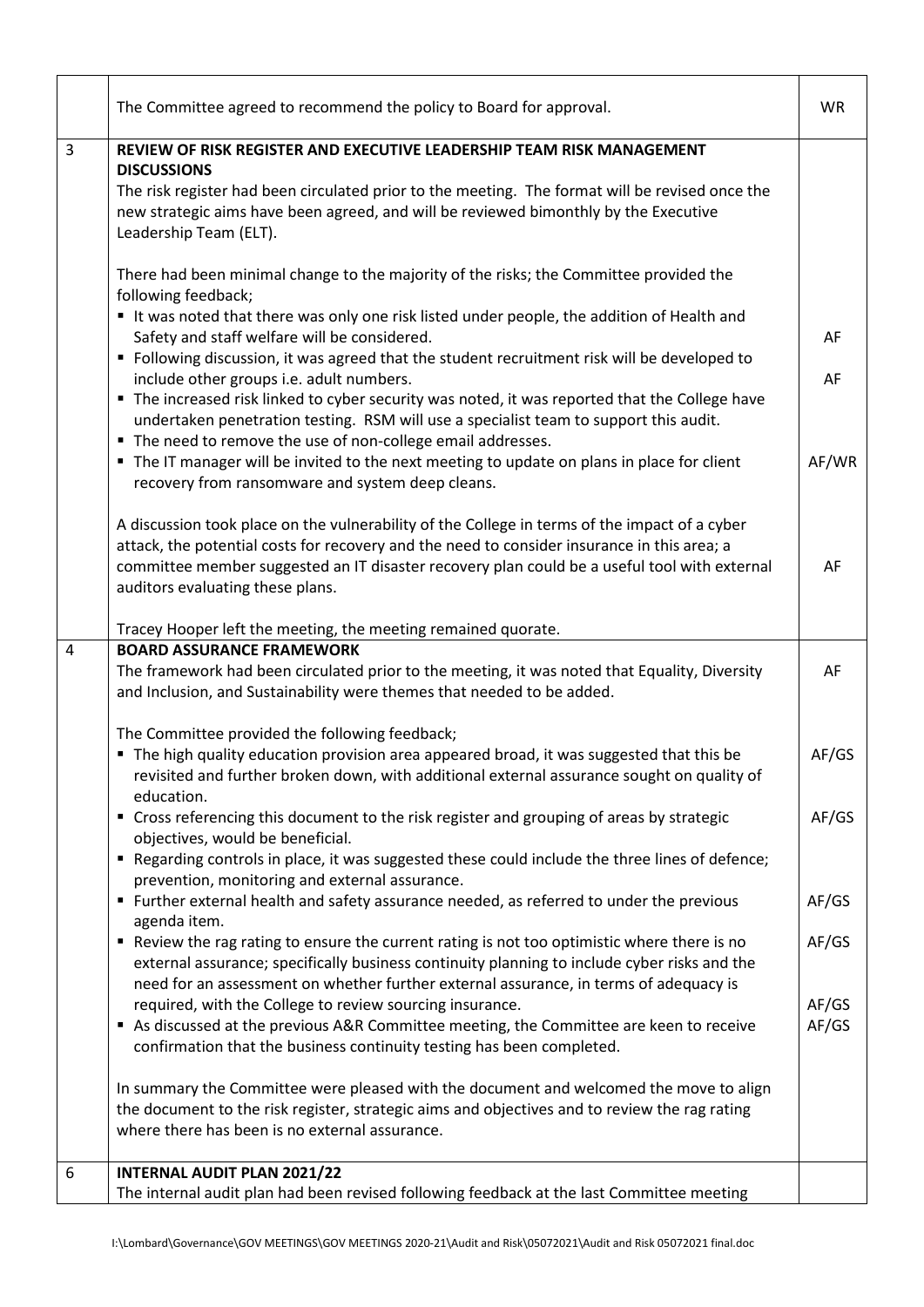| | | |
|---|---|---|
| | The Committee agreed to recommend the policy to Board for approval. | WR |
| 3 | **REVIEW OF RISK REGISTER AND EXECUTIVE LEADERSHIP TEAM RISK MANAGEMENT DISCUSSIONS**<br>The risk register had been circulated prior to the meeting. The format will be revised once the new strategic aims have been agreed, and will be reviewed bimonthly by the Executive Leadership Team (ELT).<br><br>There had been minimal change to the majority of the risks; the Committee provided the following feedback;<br>▪ It was noted that there was only one risk listed under people, the addition of Health and Safety and staff welfare will be considered.<br>▪ Following discussion, it was agreed that the student recruitment risk will be developed to include other groups i.e. adult numbers.<br>▪ The increased risk linked to cyber security was noted, it was reported that the College have undertaken penetration testing. RSM will use a specialist team to support this audit.<br>▪ The need to remove the use of non-college email addresses.<br>▪ The IT manager will be invited to the next meeting to update on plans in place for client recovery from ransomware and system deep cleans.<br><br>A discussion took place on the vulnerability of the College in terms of the impact of a cyber attack, the potential costs for recovery and the need to consider insurance in this area; a committee member suggested an IT disaster recovery plan could be a useful tool with external auditors evaluating these plans.<br><br>Tracey Hooper left the meeting, the meeting remained quorate. | <br><br><br><br><br><br><br>AF<br><br>AF<br><br><br><br>AF/WR<br><br><br><br>AF |
| 4 | **BOARD ASSURANCE FRAMEWORK**<br>The framework had been circulated prior to the meeting, it was noted that Equality, Diversity and Inclusion, and Sustainability were themes that needed to be added.<br><br>The Committee provided the following feedback;<br>▪ The high quality education provision area appeared broad, it was suggested that this be revisited and further broken down, with additional external assurance sought on quality of education.<br>▪ Cross referencing this document to the risk register and grouping of areas by strategic objectives, would be beneficial.<br>▪ Regarding controls in place, it was suggested these could include the three lines of defence; prevention, monitoring and external assurance.<br>▪ Further external health and safety assurance needed, as referred to under the previous agenda item.<br>▪ Review the rag rating to ensure the current rating is not too optimistic where there is no external assurance; specifically business continuity planning to include cyber risks and the need for an assessment on whether further external assurance, in terms of adequacy is required, with the College to review sourcing insurance.<br>▪ As discussed at the previous A&R Committee meeting, the Committee are keen to receive confirmation that the business continuity testing has been completed.<br><br>In summary the Committee were pleased with the document and welcomed the move to align the document to the risk register, strategic aims and objectives and to review the rag rating where there has been is no external assurance. | <br>AF<br><br><br>AF/GS<br><br><br>AF/GS<br><br><br><br>AF/GS<br><br>AF/GS<br><br><br>AF/GS<br>AF/GS |
| 6 | **INTERNAL AUDIT PLAN 2021/22**<br>The internal audit plan had been revised following feedback at the last Committee meeting | |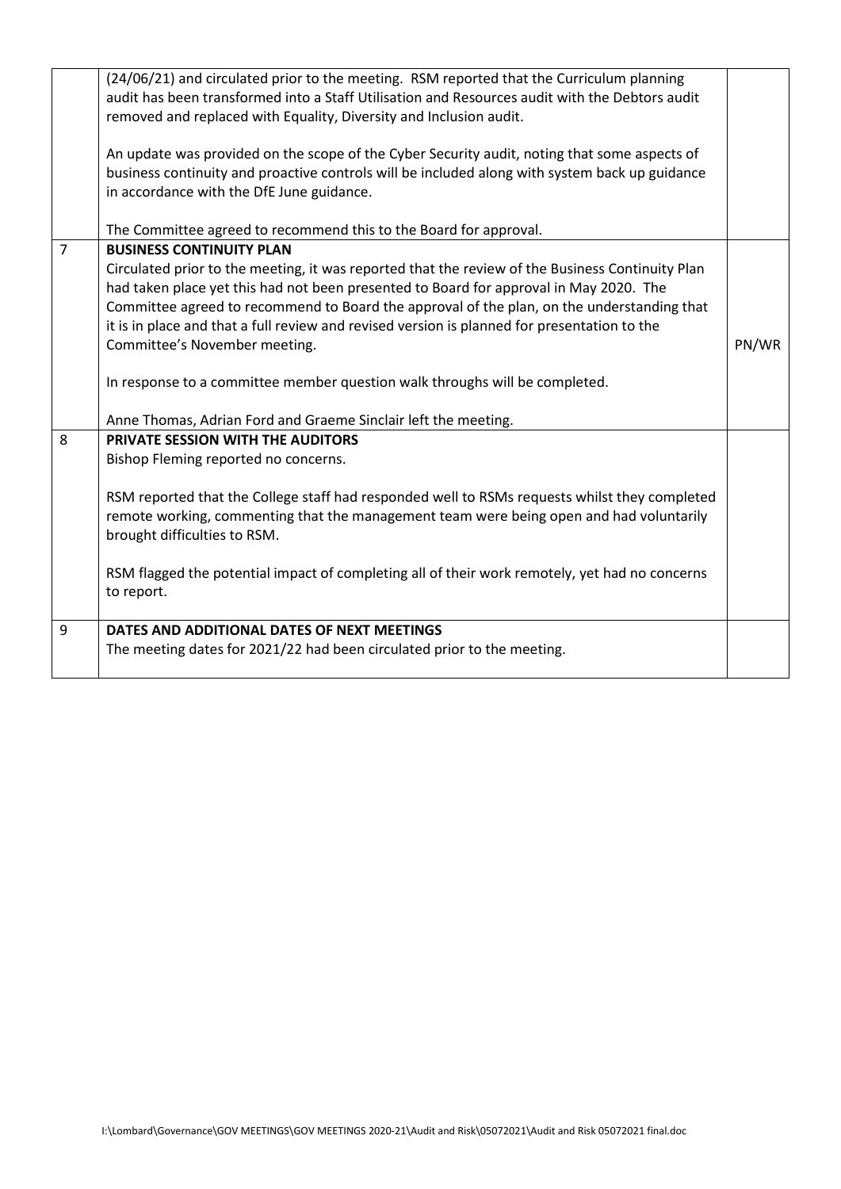| | | |
|---|---|---|
| | (24/06/21) and circulated prior to the meeting. RSM reported that the Curriculum planning audit has been transformed into a Staff Utilisation and Resources audit with the Debtors audit removed and replaced with Equality, Diversity and Inclusion audit.<br><br>An update was provided on the scope of the Cyber Security audit, noting that some aspects of business continuity and proactive controls will be included along with system back up guidance in accordance with the DfE June guidance.<br><br>The Committee agreed to recommend this to the Board for approval. | |
| 7 | **BUSINESS CONTINUITY PLAN**<br>Circulated prior to the meeting, it was reported that the review of the Business Continuity Plan had taken place yet this had not been presented to Board for approval in May 2020. The Committee agreed to recommend to Board the approval of the plan, on the understanding that it is in place and that a full review and revised version is planned for presentation to the Committee's November meeting.<br><br>In response to a committee member question walk throughs will be completed.<br><br>Anne Thomas, Adrian Ford and Graeme Sinclair left the meeting. | PN/WR |
| 8 | **PRIVATE SESSION WITH THE AUDITORS**<br>Bishop Fleming reported no concerns.<br><br>RSM reported that the College staff had responded well to RSMs requests whilst they completed remote working, commenting that the management team were being open and had voluntarily brought difficulties to RSM.<br><br>RSM flagged the potential impact of completing all of their work remotely, yet had no concerns to report. | |
| 9 | **DATES AND ADDITIONAL DATES OF NEXT MEETINGS**<br>The meeting dates for 2021/22 had been circulated prior to the meeting. | |